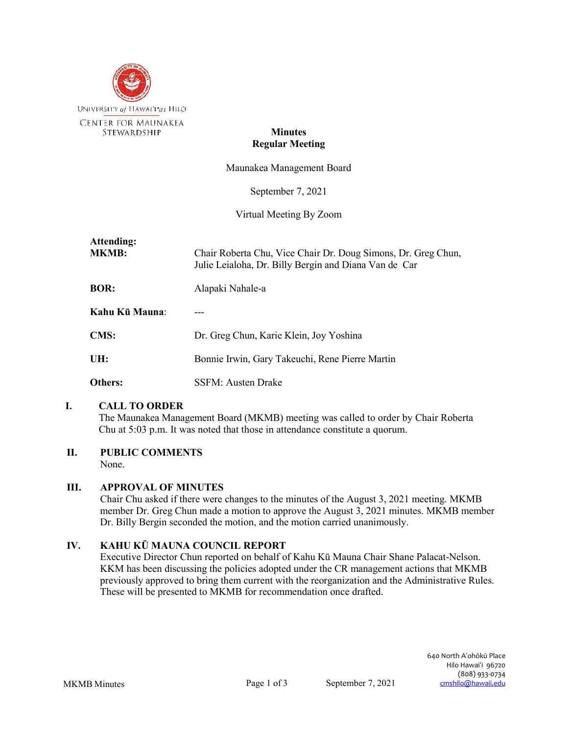UNIVERSITY of HAWAI'I at HILO
CENTER FOR MAUNAKEA STEWARDSHIP

# Minutes
## Regular Meeting

Maunakea Management Board

September 7, 2021

Virtual Meeting By Zoom

**Attending:**

| | |
|---|---|
| **MKMB:** | Chair Roberta Chu, Vice Chair Dr. Doug Simons, Dr. Greg Chun, Julie Leialoha, Dr. Billy Bergin and Diana Van de Car |
| **BOR:** | Alapaki Nahale-a |
| **Kahu Kū Mauna:** | --- |
| **CMS:** | Dr. Greg Chun, Karie Klein, Joy Yoshina |
| **UH:** | Bonnie Irwin, Gary Takeuchi, Rene Pierre Martin |
| **Others:** | SSFM: Austen Drake |

### I. CALL TO ORDER

The Maunakea Management Board (MKMB) meeting was called to order by Chair Roberta Chu at 5:03 p.m. It was noted that those in attendance constitute a quorum.

### II. PUBLIC COMMENTS

None.

### III. APPROVAL OF MINUTES

Chair Chu asked if there were changes to the minutes of the August 3, 2021 meeting. MKMB member Dr. Greg Chun made a motion to approve the August 3, 2021 minutes. MKMB member Dr. Billy Bergin seconded the motion, and the motion carried unanimously.

### IV. KAHU KŪ MAUNA COUNCIL REPORT

Executive Director Chun reported on behalf of Kahu Kū Mauna Chair Shane Palacat-Nelson. KKM has been discussing the policies adopted under the CR management actions that MKMB previously approved to bring them current with the reorganization and the Administrative Rules. These will be presented to MKMB for recommendation once drafted.

640 North A'ohōkū Place
Hilo Hawai'i 96720
(808) 933-0734
cmshilo@hawaii.edu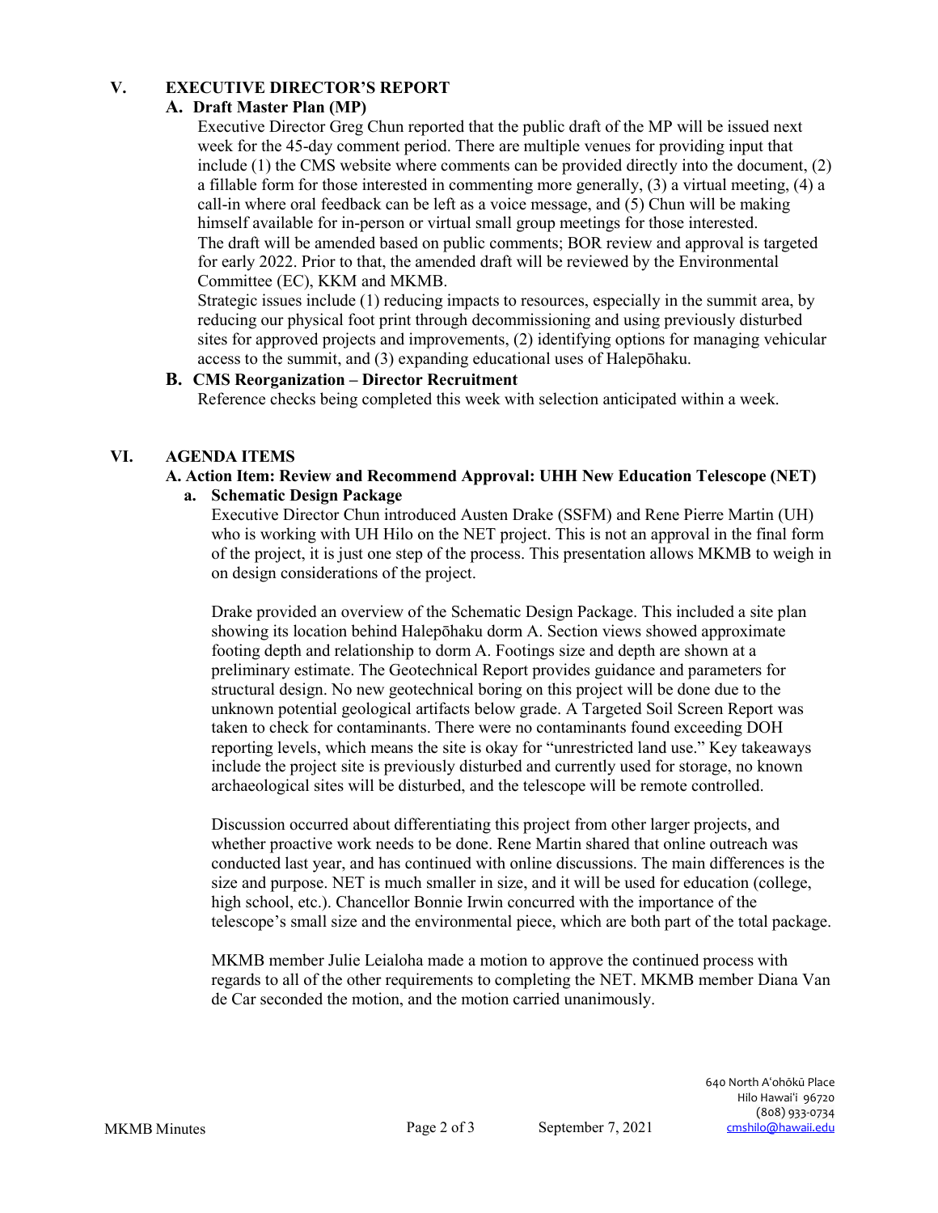## V. EXECUTIVE DIRECTOR'S REPORT

### A. Draft Master Plan (MP)

Executive Director Greg Chun reported that the public draft of the MP will be issued next week for the 45-day comment period. There are multiple venues for providing input that include (1) the CMS website where comments can be provided directly into the document, (2) a fillable form for those interested in commenting more generally, (3) a virtual meeting, (4) a call-in where oral feedback can be left as a voice message, and (5) Chun will be making himself available for in-person or virtual small group meetings for those interested.

The draft will be amended based on public comments; BOR review and approval is targeted for early 2022. Prior to that, the amended draft will be reviewed by the Environmental Committee (EC), KKM and MKMB.

Strategic issues include (1) reducing impacts to resources, especially in the summit area, by reducing our physical foot print through decommissioning and using previously disturbed sites for approved projects and improvements, (2) identifying options for managing vehicular access to the summit, and (3) expanding educational uses of Halepōhaku.

### B. CMS Reorganization – Director Recruitment

Reference checks being completed this week with selection anticipated within a week.

## VI. AGENDA ITEMS

### A. Action Item: Review and Recommend Approval: UHH New Education Telescope (NET)

#### a. Schematic Design Package

Executive Director Chun introduced Austen Drake (SSFM) and Rene Pierre Martin (UH) who is working with UH Hilo on the NET project. This is not an approval in the final form of the project, it is just one step of the process. This presentation allows MKMB to weigh in on design considerations of the project.

Drake provided an overview of the Schematic Design Package. This included a site plan showing its location behind Halepōhaku dorm A. Section views showed approximate footing depth and relationship to dorm A. Footings size and depth are shown at a preliminary estimate. The Geotechnical Report provides guidance and parameters for structural design. No new geotechnical boring on this project will be done due to the unknown potential geological artifacts below grade. A Targeted Soil Screen Report was taken to check for contaminants. There were no contaminants found exceeding DOH reporting levels, which means the site is okay for "unrestricted land use." Key takeaways include the project site is previously disturbed and currently used for storage, no known archaeological sites will be disturbed, and the telescope will be remote controlled.

Discussion occurred about differentiating this project from other larger projects, and whether proactive work needs to be done. Rene Martin shared that online outreach was conducted last year, and has continued with online discussions. The main differences is the size and purpose. NET is much smaller in size, and it will be used for education (college, high school, etc.). Chancellor Bonnie Irwin concurred with the importance of the telescope's small size and the environmental piece, which are both part of the total package.

MKMB member Julie Leialoha made a motion to approve the continued process with regards to all of the other requirements to completing the NET. MKMB member Diana Van de Car seconded the motion, and the motion carried unanimously.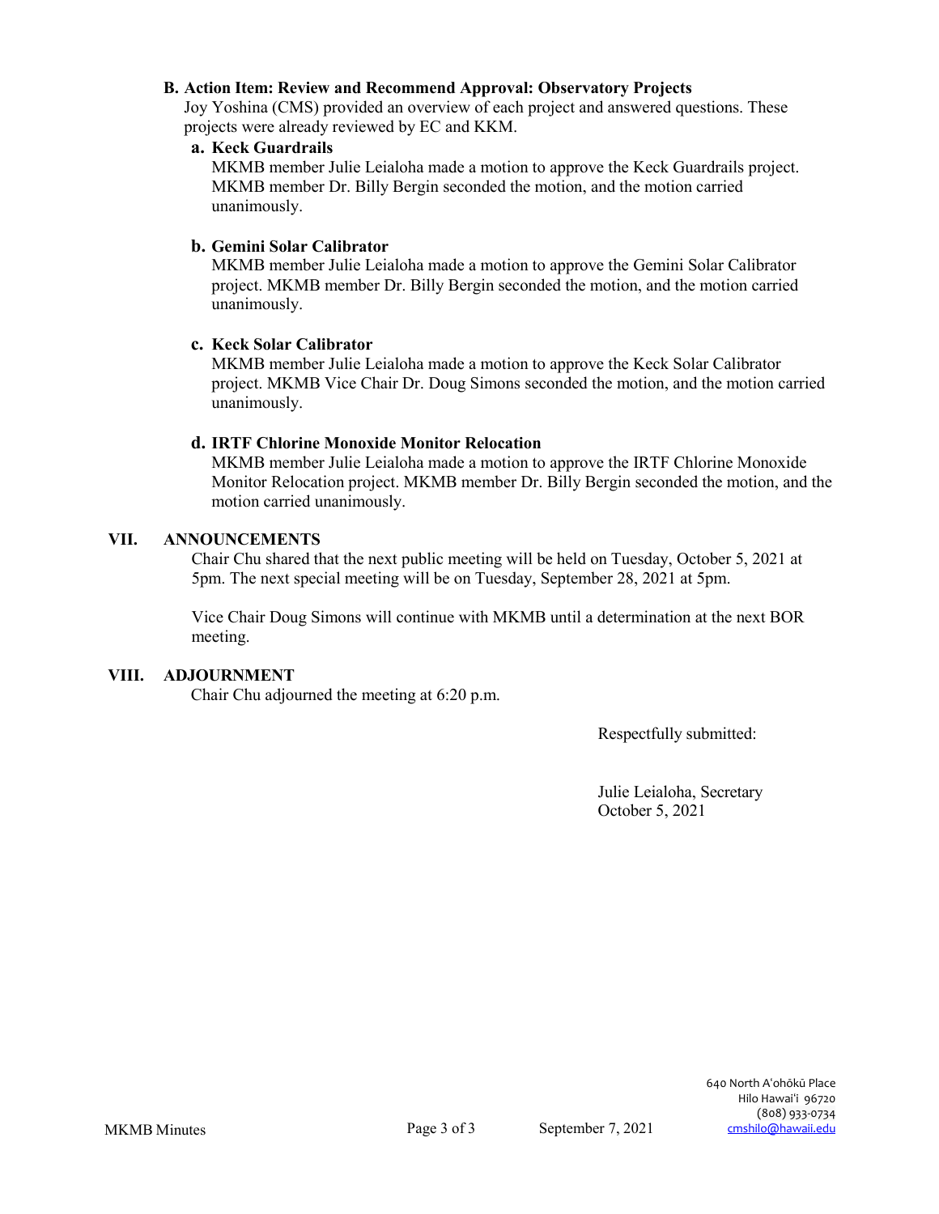**B. Action Item: Review and Recommend Approval: Observatory Projects**

Joy Yoshina (CMS) provided an overview of each project and answered questions. These projects were already reviewed by EC and KKM.

**a. Keck Guardrails**

MKMB member Julie Leialoha made a motion to approve the Keck Guardrails project. MKMB member Dr. Billy Bergin seconded the motion, and the motion carried unanimously.

**b. Gemini Solar Calibrator**

MKMB member Julie Leialoha made a motion to approve the Gemini Solar Calibrator project. MKMB member Dr. Billy Bergin seconded the motion, and the motion carried unanimously.

**c. Keck Solar Calibrator**

MKMB member Julie Leialoha made a motion to approve the Keck Solar Calibrator project. MKMB Vice Chair Dr. Doug Simons seconded the motion, and the motion carried unanimously.

**d. IRTF Chlorine Monoxide Monitor Relocation**

MKMB member Julie Leialoha made a motion to approve the IRTF Chlorine Monoxide Monitor Relocation project. MKMB member Dr. Billy Bergin seconded the motion, and the motion carried unanimously.

## VII. ANNOUNCEMENTS

Chair Chu shared that the next public meeting will be held on Tuesday, October 5, 2021 at 5pm. The next special meeting will be on Tuesday, September 28, 2021 at 5pm.

Vice Chair Doug Simons will continue with MKMB until a determination at the next BOR meeting.

## VIII. ADJOURNMENT

Chair Chu adjourned the meeting at 6:20 p.m.

Respectfully submitted:

Julie Leialoha, Secretary
October 5, 2021

640 North Aʻohōkū Place
Hilo Hawaiʻi 96720
(808) 933-0734
cmshilo@hawaii.edu